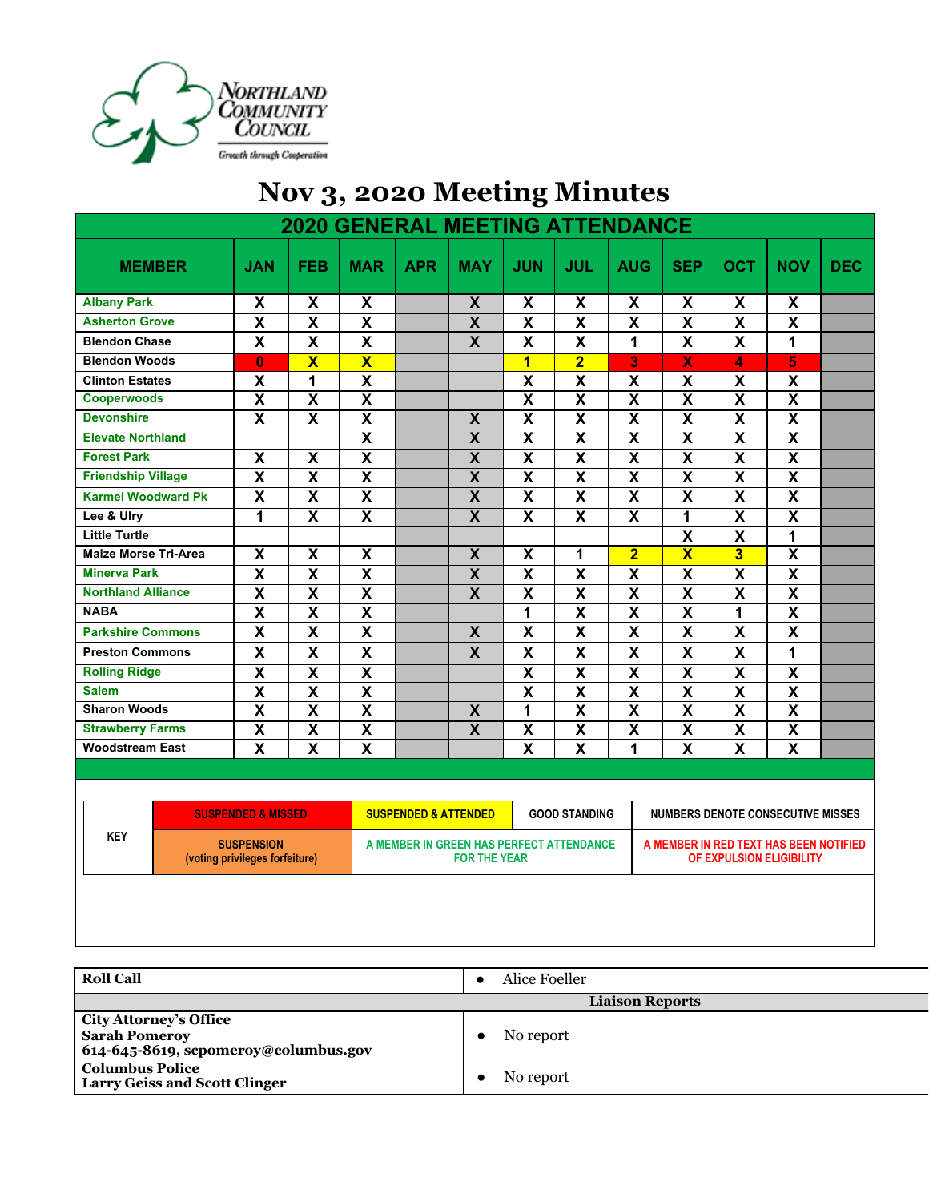Northland Community Council

Growth through Cooperation

# Nov 3, 2020 Meeting Minutes

## 2020 GENERAL MEETING ATTENDANCE

| MEMBER | JAN | FEB | MAR | APR | MAY | JUN | JUL | AUG | SEP | OCT | NOV | DEC |
|---|---|---|---|---|---|---|---|---|---|---|---|---|
| Albany Park | X | X | X | | X | X | X | X | X | X | X | |
| Asherton Grove | X | X | X | | X | X | X | X | X | X | X | |
| Blendon Chase | X | X | X | | X | X | X | 1 | X | X | 1 | |
| Blendon Woods | 0 | X | X | | | 1 | 2 | 3 | X | 4 | 5 | |
| Clinton Estates | X | 1 | X | | | X | X | X | X | X | X | |
| Cooperwoods | X | X | X | | | X | X | X | X | X | X | |
| Devonshire | X | X | X | | X | X | X | X | X | X | X | |
| Elevate Northland | | | X | | X | X | X | X | X | X | X | |
| Forest Park | X | X | X | | X | X | X | X | X | X | X | |
| Friendship Village | X | X | X | | X | X | X | X | X | X | X | |
| Karmel Woodward Pk | X | X | X | | X | X | X | X | X | X | X | |
| Lee & Ulry | 1 | X | X | | X | X | X | X | 1 | X | X | |
| Little Turtle | | | | | | | | | X | X | 1 | |
| Maize Morse Tri-Area | X | X | X | | X | X | 1 | 2 | X | 3 | X | |
| Minerva Park | X | X | X | | X | X | X | X | X | X | X | |
| Northland Alliance | X | X | X | | X | X | X | X | X | X | X | |
| NABA | X | X | X | | | 1 | X | X | X | 1 | X | |
| Parkshire Commons | X | X | X | | X | X | X | X | X | X | X | |
| Preston Commons | X | X | X | | X | X | X | X | X | X | 1 | |
| Rolling Ridge | X | X | X | | | X | X | X | X | X | X | |
| Salem | X | X | X | | | X | X | X | X | X | X | |
| Sharon Woods | X | X | X | | X | 1 | X | X | X | X | X | |
| Strawberry Farms | X | X | X | | X | X | X | X | X | X | X | |
| Woodstream East | X | X | X | | | X | X | 1 | X | X | X | |

| KEY | | | |
|---|---|---|---|
| | SUSPENDED & MISSED | SUSPENDED & ATTENDED | GOOD STANDING | NUMBERS DENOTE CONSECUTIVE MISSES |
| | SUSPENSION (voting privileges forfeiture) | A MEMBER IN GREEN HAS PERFECT ATTENDANCE FOR THE YEAR | | A MEMBER IN RED TEXT HAS BEEN NOTIFIED OF EXPULSION ELIGIBILITY |

| **Roll Call** | • Alice Foeller |
|---|---|
| **Liaison Reports** | |
| **City Attorney's Office**<br>**Sarah Pomeroy**<br>**614-645-8619, scpomeroy@columbus.gov** | • No report |
| **Columbus Police**<br>**Larry Geiss and Scott Clinger** | • No report |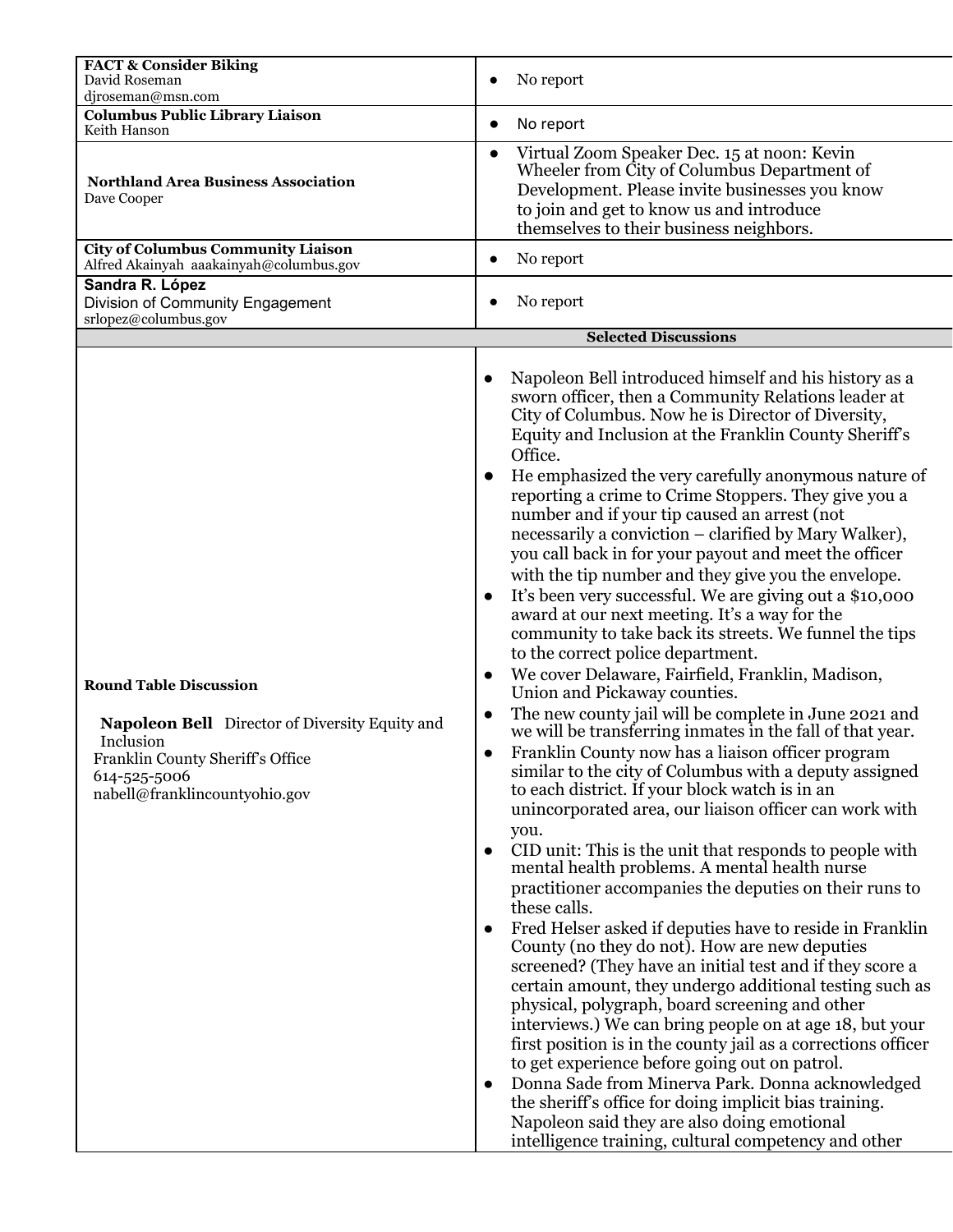| | |
|---|---|
| **FACT & Consider Biking**<br>David Roseman<br>djroseman@msn.com | • No report |
| **Columbus Public Library Liaison**<br>Keith Hanson | • No report |
| **Northland Area Business Association**<br>Dave Cooper | • Virtual Zoom Speaker Dec. 15 at noon: Kevin Wheeler from City of Columbus Department of Development. Please invite businesses you know to join and get to know us and introduce themselves to their business neighbors. |
| **City of Columbus Community Liaison**<br>Alfred Akainyah aaakainyah@columbus.gov | • No report |
| **Sandra R. López**<br>Division of Community Engagement<br>srlopez@columbus.gov | • No report |
| **Selected Discussions** | |
| **Round Table Discussion**<br><br>**Napoleon Bell** Director of Diversity Equity and Inclusion<br>Franklin County Sheriff's Office<br>614-525-5006<br>nabell@franklincountyohio.gov | • Napoleon Bell introduced himself and his history as a sworn officer, then a Community Relations leader at City of Columbus. Now he is Director of Diversity, Equity and Inclusion at the Franklin County Sheriff's Office.<br>• He emphasized the very carefully anonymous nature of reporting a crime to Crime Stoppers. They give you a number and if your tip caused an arrest (not necessarily a conviction – clarified by Mary Walker), you call back in for your payout and meet the officer with the tip number and they give you the envelope.<br>• It's been very successful. We are giving out a $10,000 award at our next meeting. It's a way for the community to take back its streets. We funnel the tips to the correct police department.<br>• We cover Delaware, Fairfield, Franklin, Madison, Union and Pickaway counties.<br>• The new county jail will be complete in June 2021 and we will be transferring inmates in the fall of that year.<br>• Franklin County now has a liaison officer program similar to the city of Columbus with a deputy assigned to each district. If your block watch is in an unincorporated area, our liaison officer can work with you.<br>• CID unit: This is the unit that responds to people with mental health problems. A mental health nurse practitioner accompanies the deputies on their runs to these calls.<br>• Fred Helser asked if deputies have to reside in Franklin County (no they do not). How are new deputies screened? (They have an initial test and if they score a certain amount, they undergo additional testing such as physical, polygraph, board screening and other interviews.) We can bring people on at age 18, but your first position is in the county jail as a corrections officer to get experience before going out on patrol.<br>• Donna Sade from Minerva Park. Donna acknowledged the sheriff's office for doing implicit bias training. Napoleon said they are also doing emotional intelligence training, cultural competency and other |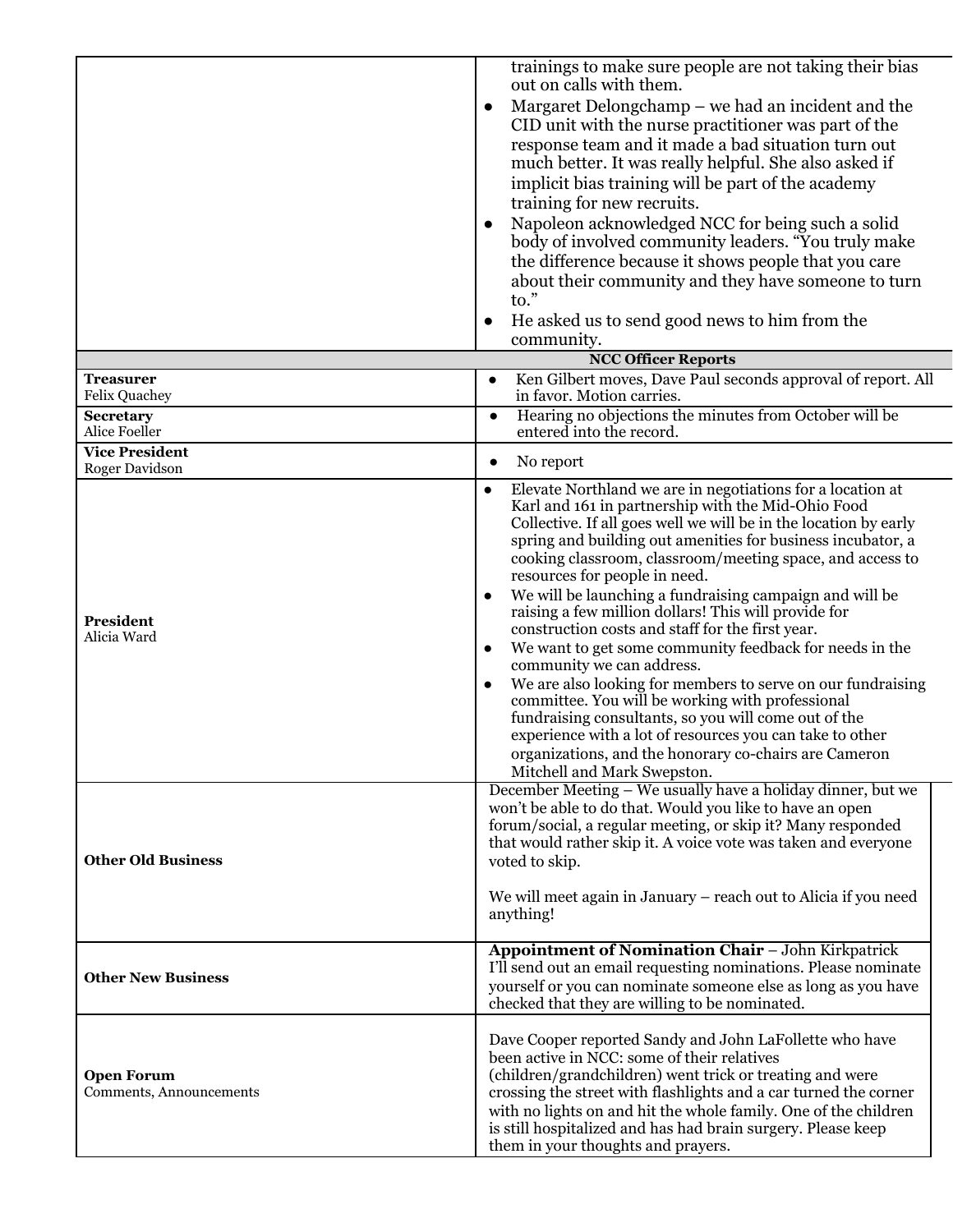| | |
|---|---|
| | trainings to make sure people are not taking their bias out on calls with them.<br>● Margaret Delongchamp – we had an incident and the CID unit with the nurse practitioner was part of the response team and it made a bad situation turn out much better. It was really helpful. She also asked if implicit bias training will be part of the academy training for new recruits.<br>● Napoleon acknowledged NCC for being such a solid body of involved community leaders. "You truly make the difference because it shows people that you care about their community and they have someone to turn to."<br>● He asked us to send good news to him from the community. |
| **NCC Officer Reports** | |
| **Treasurer**<br>Felix Quachey | ● Ken Gilbert moves, Dave Paul seconds approval of report. All in favor. Motion carries. |
| **Secretary**<br>Alice Foeller | ● Hearing no objections the minutes from October will be entered into the record. |
| **Vice President**<br>Roger Davidson | ● No report |
| **President**<br>Alicia Ward | ● Elevate Northland we are in negotiations for a location at Karl and 161 in partnership with the Mid-Ohio Food Collective. If all goes well we will be in the location by early spring and building out amenities for business incubator, a cooking classroom, classroom/meeting space, and access to resources for people in need.<br>● We will be launching a fundraising campaign and will be raising a few million dollars! This will provide for construction costs and staff for the first year.<br>● We want to get some community feedback for needs in the community we can address.<br>● We are also looking for members to serve on our fundraising committee. You will be working with professional fundraising consultants, so you will come out of the experience with a lot of resources you can take to other organizations, and the honorary co-chairs are Cameron Mitchell and Mark Swepston. |
| **Other Old Business** | December Meeting – We usually have a holiday dinner, but we won't be able to do that. Would you like to have an open forum/social, a regular meeting, or skip it? Many responded that would rather skip it. A voice vote was taken and everyone voted to skip.<br><br>We will meet again in January – reach out to Alicia if you need anything! |
| **Other New Business** | **Appointment of Nomination Chair** – John Kirkpatrick<br>I'll send out an email requesting nominations. Please nominate yourself or you can nominate someone else as long as you have checked that they are willing to be nominated. |
| **Open Forum**<br>Comments, Announcements | Dave Cooper reported Sandy and John LaFollette who have been active in NCC: some of their relatives (children/grandchildren) went trick or treating and were crossing the street with flashlights and a car turned the corner with no lights on and hit the whole family. One of the children is still hospitalized and has had brain surgery. Please keep them in your thoughts and prayers. |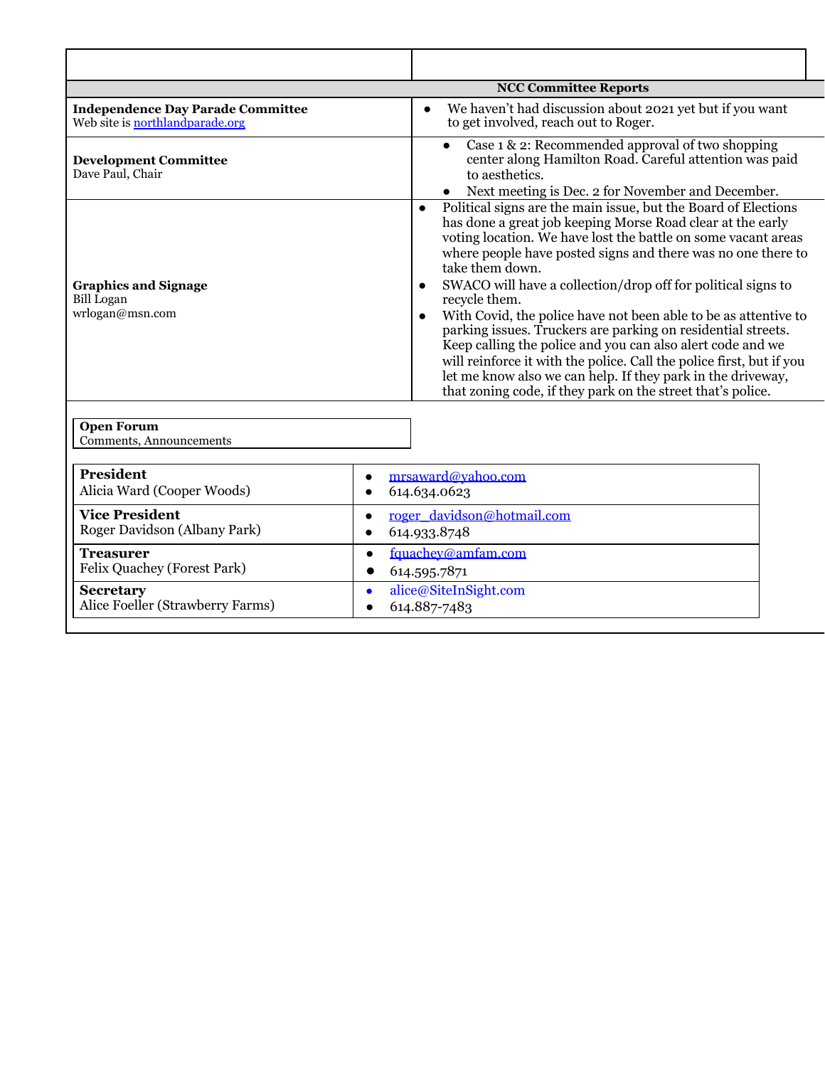| | |
|---|---|
| **NCC Committee Reports** | |
| **Independence Day Parade Committee**<br>Web site is northlandparade.org | • We haven't had discussion about 2021 yet but if you want to get involved, reach out to Roger. |
| **Development Committee**<br>Dave Paul, Chair | • Case 1 & 2: Recommended approval of two shopping center along Hamilton Road. Careful attention was paid to aesthetics.<br>• Next meeting is Dec. 2 for November and December. |
| **Graphics and Signage**<br>Bill Logan<br>wrlogan@msn.com | • Political signs are the main issue, but the Board of Elections has done a great job keeping Morse Road clear at the early voting location. We have lost the battle on some vacant areas where people have posted signs and there was no one there to take them down.<br>• SWACO will have a collection/drop off for political signs to recycle them.<br>• With Covid, the police have not been able to be as attentive to parking issues. Truckers are parking on residential streets. Keep calling the police and you can also alert code and we will reinforce it with the police. Call the police first, but if you let me know also we can help. If they park in the driveway, that zoning code, if they park on the street that's police. |

**Open Forum**
Comments, Announcements

| | |
|---|---|
| **President**<br>Alicia Ward (Cooper Woods) | • mrsaward@yahoo.com<br>• 614.634.0623 |
| **Vice President**<br>Roger Davidson (Albany Park) | • roger_davidson@hotmail.com<br>• 614.933.8748 |
| **Treasurer**<br>Felix Quachey (Forest Park) | • fquachey@amfam.com<br>• 614.595.7871 |
| **Secretary**<br>Alice Foeller (Strawberry Farms) | • alice@SiteInSight.com<br>• 614.887-7483 |